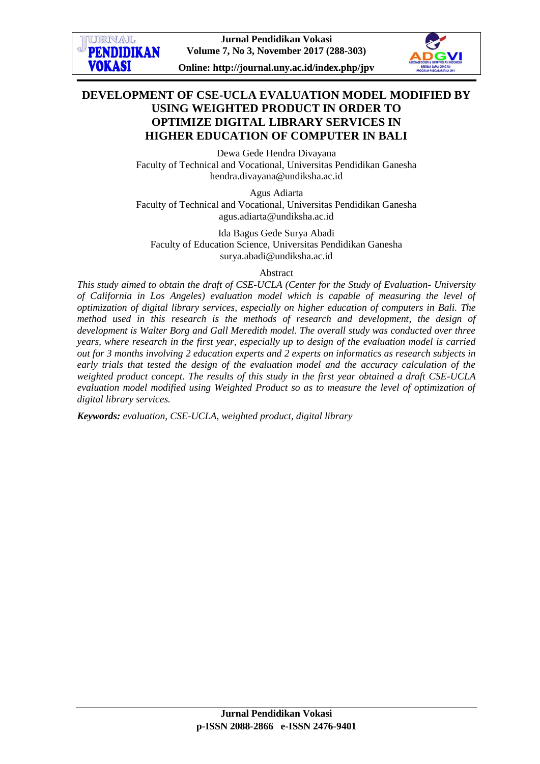# DEVELOPMENT OF CSE-UCLA EVALUATION MODEL MODIFIED BY USING WEIGHTED PRODUCT IN ORDER TO OPTIMIZE DIGITAL LIBRARY SERVICES IN HIGHER EDUCATION OF COMPUTER IN BALI

Dewa Gede Hendra Divayana
Faculty of Technical and Vocational, Universitas Pendidikan Ganesha
hendra.divayana@undiksha.ac.id

Agus Adiarta
Faculty of Technical and Vocational, Universitas Pendidikan Ganesha
agus.adiarta@undiksha.ac.id

Ida Bagus Gede Surya Abadi
Faculty of Education Science, Universitas Pendidikan Ganesha
surya.abadi@undiksha.ac.id

## Abstract

*This study aimed to obtain the draft of CSE-UCLA (Center for the Study of Evaluation- University of California in Los Angeles) evaluation model which is capable of measuring the level of optimization of digital library services, especially on higher education of computers in Bali. The method used in this research is the methods of research and development, the design of development is Walter Borg and Gall Meredith model. The overall study was conducted over three years, where research in the first year, especially up to design of the evaluation model is carried out for 3 months involving 2 education experts and 2 experts on informatics as research subjects in early trials that tested the design of the evaluation model and the accuracy calculation of the weighted product concept. The results of this study in the first year obtained a draft CSE-UCLA evaluation model modified using Weighted Product so as to measure the level of optimization of digital library services.*

***Keywords:*** *evaluation, CSE-UCLA, weighted product, digital library*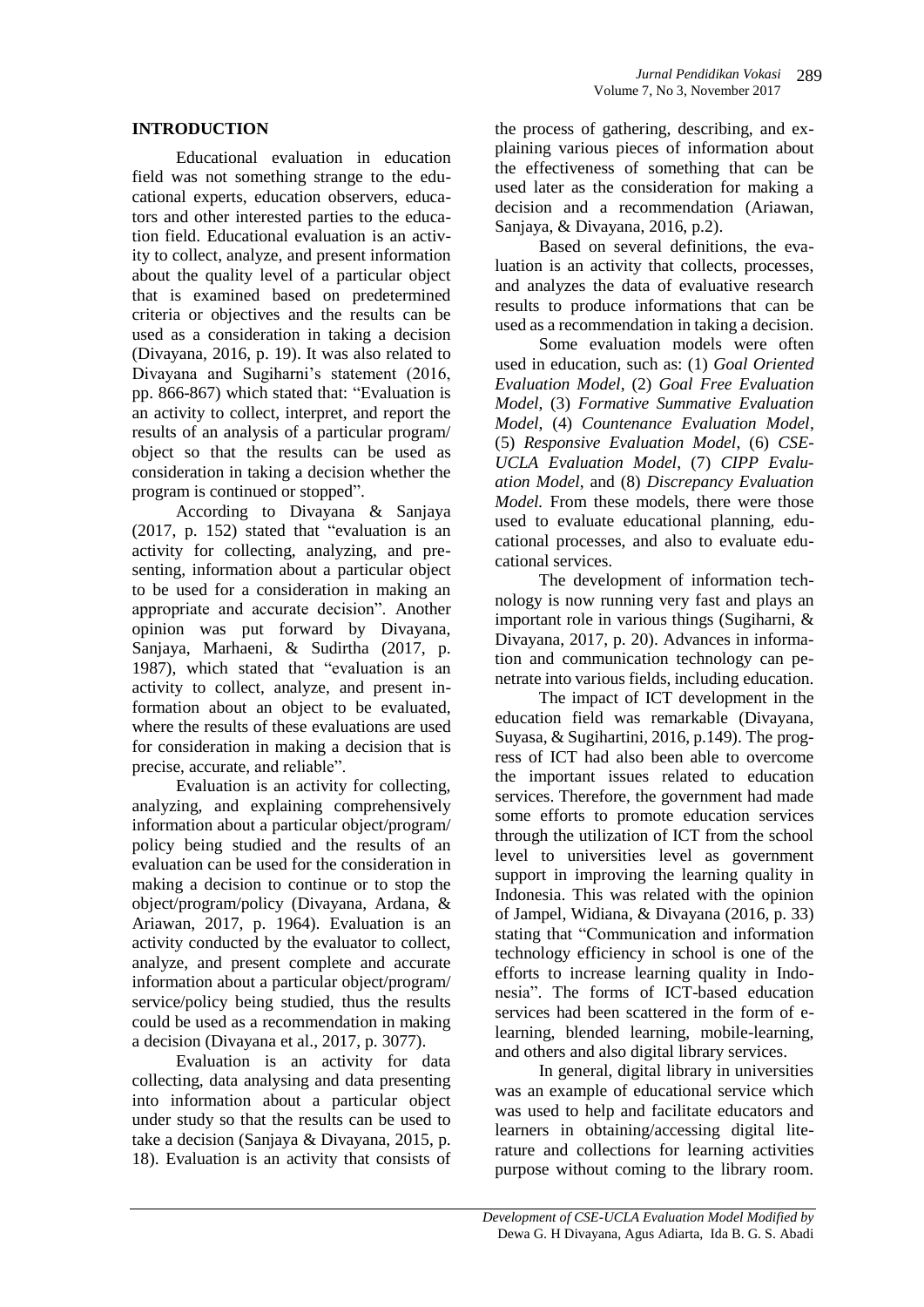## INTRODUCTION

Educational evaluation in education field was not something strange to the educational experts, education observers, educators and other interested parties to the education field. Educational evaluation is an activity to collect, analyze, and present information about the quality level of a particular object that is examined based on predetermined criteria or objectives and the results can be used as a consideration in taking a decision (Divayana, 2016, p. 19). It was also related to Divayana and Sugiharni's statement (2016, pp. 866-867) which stated that: "Evaluation is an activity to collect, interpret, and report the results of an analysis of a particular program/ object so that the results can be used as consideration in taking a decision whether the program is continued or stopped".

According to Divayana & Sanjaya (2017, p. 152) stated that "evaluation is an activity for collecting, analyzing, and presenting, information about a particular object to be used for a consideration in making an appropriate and accurate decision". Another opinion was put forward by Divayana, Sanjaya, Marhaeni, & Sudirtha (2017, p. 1987), which stated that "evaluation is an activity to collect, analyze, and present information about an object to be evaluated, where the results of these evaluations are used for consideration in making a decision that is precise, accurate, and reliable".

Evaluation is an activity for collecting, analyzing, and explaining comprehensively information about a particular object/program/ policy being studied and the results of an evaluation can be used for the consideration in making a decision to continue or to stop the object/program/policy (Divayana, Ardana, & Ariawan, 2017, p. 1964). Evaluation is an activity conducted by the evaluator to collect, analyze, and present complete and accurate information about a particular object/program/ service/policy being studied, thus the results could be used as a recommendation in making a decision (Divayana et al., 2017, p. 3077).

Evaluation is an activity for data collecting, data analysing and data presenting into information about a particular object under study so that the results can be used to take a decision (Sanjaya & Divayana, 2015, p. 18). Evaluation is an activity that consists of the process of gathering, describing, and explaining various pieces of information about the effectiveness of something that can be used later as the consideration for making a decision and a recommendation (Ariawan, Sanjaya, & Divayana, 2016, p.2).

Based on several definitions, the evaluation is an activity that collects, processes, and analyzes the data of evaluative research results to produce informations that can be used as a recommendation in taking a decision.

Some evaluation models were often used in education, such as: (1) *Goal Oriented Evaluation Model*, (2) *Goal Free Evaluation Model*, (3) *Formative Summative Evaluation Model*, (4) *Countenance Evaluation Model*, (5) *Responsive Evaluation Model*, (6) *CSE-UCLA Evaluation Model*, (7) *CIPP Evaluation Model*, and (8) *Discrepancy Evaluation Model.* From these models, there were those used to evaluate educational planning, educational processes, and also to evaluate educational services.

The development of information technology is now running very fast and plays an important role in various things (Sugiharni, & Divayana, 2017, p. 20). Advances in information and communication technology can penetrate into various fields, including education.

The impact of ICT development in the education field was remarkable (Divayana, Suyasa, & Sugihartini, 2016, p.149). The progress of ICT had also been able to overcome the important issues related to education services. Therefore, the government had made some efforts to promote education services through the utilization of ICT from the school level to universities level as government support in improving the learning quality in Indonesia. This was related with the opinion of Jampel, Widiana, & Divayana (2016, p. 33) stating that "Communication and information technology efficiency in school is one of the efforts to increase learning quality in Indonesia". The forms of ICT-based education services had been scattered in the form of e-learning, blended learning, mobile-learning, and others and also digital library services.

In general, digital library in universities was an example of educational service which was used to help and facilitate educators and learners in obtaining/accessing digital literature and collections for learning activities purpose without coming to the library room.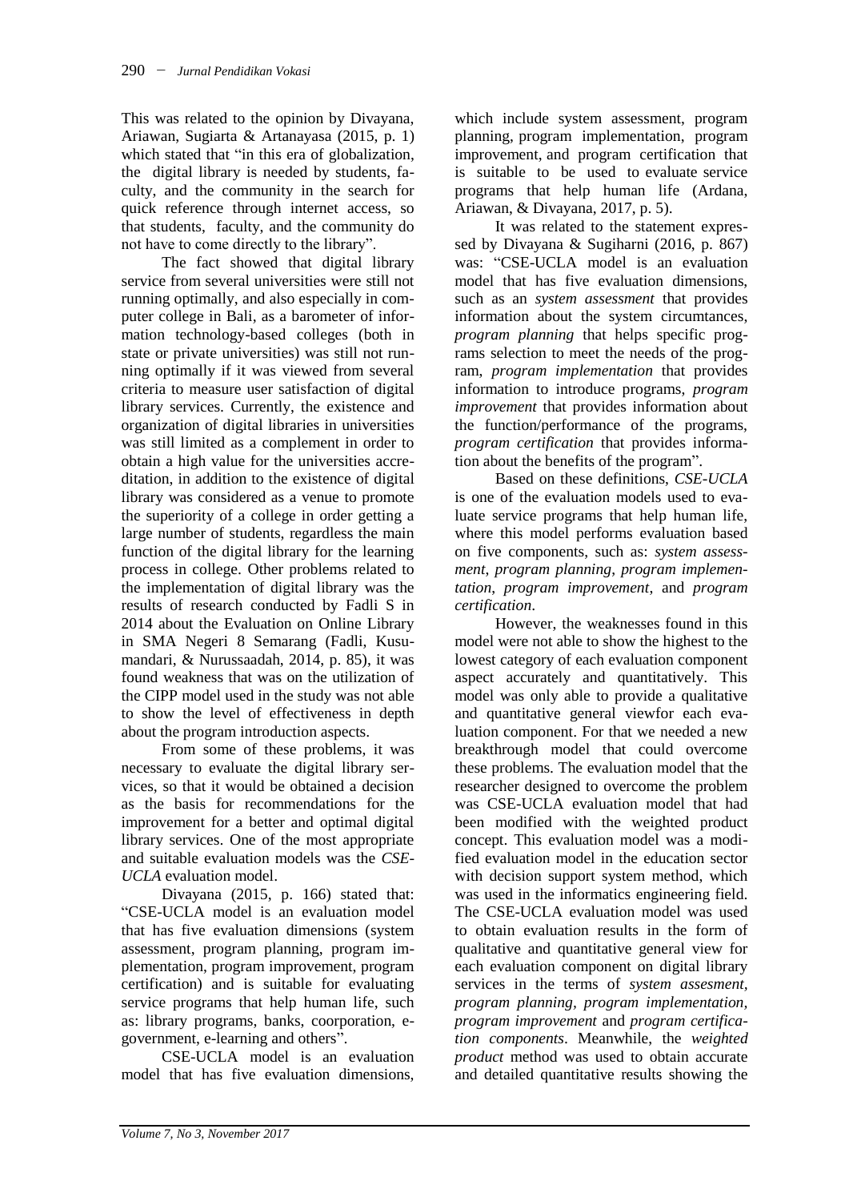This was related to the opinion by Divayana, Ariawan, Sugiarta & Artanayasa (2015, p. 1) which stated that "in this era of globalization, the digital library is needed by students, faculty, and the community in the search for quick reference through internet access, so that students, faculty, and the community do not have to come directly to the library".

The fact showed that digital library service from several universities were still not running optimally, and also especially in computer college in Bali, as a barometer of information technology-based colleges (both in state or private universities) was still not running optimally if it was viewed from several criteria to measure user satisfaction of digital library services. Currently, the existence and organization of digital libraries in universities was still limited as a complement in order to obtain a high value for the universities accreditation, in addition to the existence of digital library was considered as a venue to promote the superiority of a college in order getting a large number of students, regardless the main function of the digital library for the learning process in college. Other problems related to the implementation of digital library was the results of research conducted by Fadli S in 2014 about the Evaluation on Online Library in SMA Negeri 8 Semarang (Fadli, Kusumandari, & Nurussaadah, 2014, p. 85), it was found weakness that was on the utilization of the CIPP model used in the study was not able to show the level of effectiveness in depth about the program introduction aspects.

From some of these problems, it was necessary to evaluate the digital library services, so that it would be obtained a decision as the basis for recommendations for the improvement for a better and optimal digital library services. One of the most appropriate and suitable evaluation models was the *CSE-UCLA* evaluation model.

Divayana (2015, p. 166) stated that: "CSE-UCLA model is an evaluation model that has five evaluation dimensions (system assessment, program planning, program implementation, program improvement, program certification) and is suitable for evaluating service programs that help human life, such as: library programs, banks, coorporation, e-government, e-learning and others".

CSE-UCLA model is an evaluation model that has five evaluation dimensions, which include system assessment, program planning, program implementation, program improvement, and program certification that is suitable to be used to evaluate service programs that help human life (Ardana, Ariawan, & Divayana, 2017, p. 5).

It was related to the statement expressed by Divayana & Sugiharni (2016, p. 867) was: "CSE-UCLA model is an evaluation model that has five evaluation dimensions, such as an *system assessment* that provides information about the system circumtances, *program planning* that helps specific programs selection to meet the needs of the program, *program implementation* that provides information to introduce programs, *program improvement* that provides information about the function/performance of the programs, *program certification* that provides information about the benefits of the program".

Based on these definitions, *CSE-UCLA* is one of the evaluation models used to evaluate service programs that help human life, where this model performs evaluation based on five components, such as: *system assessment*, *program planning*, *program implementation*, *program improvement*, and *program certification*.

However, the weaknesses found in this model were not able to show the highest to the lowest category of each evaluation component aspect accurately and quantitatively. This model was only able to provide a qualitative and quantitative general viewfor each evaluation component. For that we needed a new breakthrough model that could overcome these problems. The evaluation model that the researcher designed to overcome the problem was CSE-UCLA evaluation model that had been modified with the weighted product concept. This evaluation model was a modified evaluation model in the education sector with decision support system method, which was used in the informatics engineering field. The CSE-UCLA evaluation model was used to obtain evaluation results in the form of qualitative and quantitative general view for each evaluation component on digital library services in the terms of *system assesment*, *program planning*, *program implementation*, *program improvement* and *program certification components*. Meanwhile, the *weighted product* method was used to obtain accurate and detailed quantitative results showing the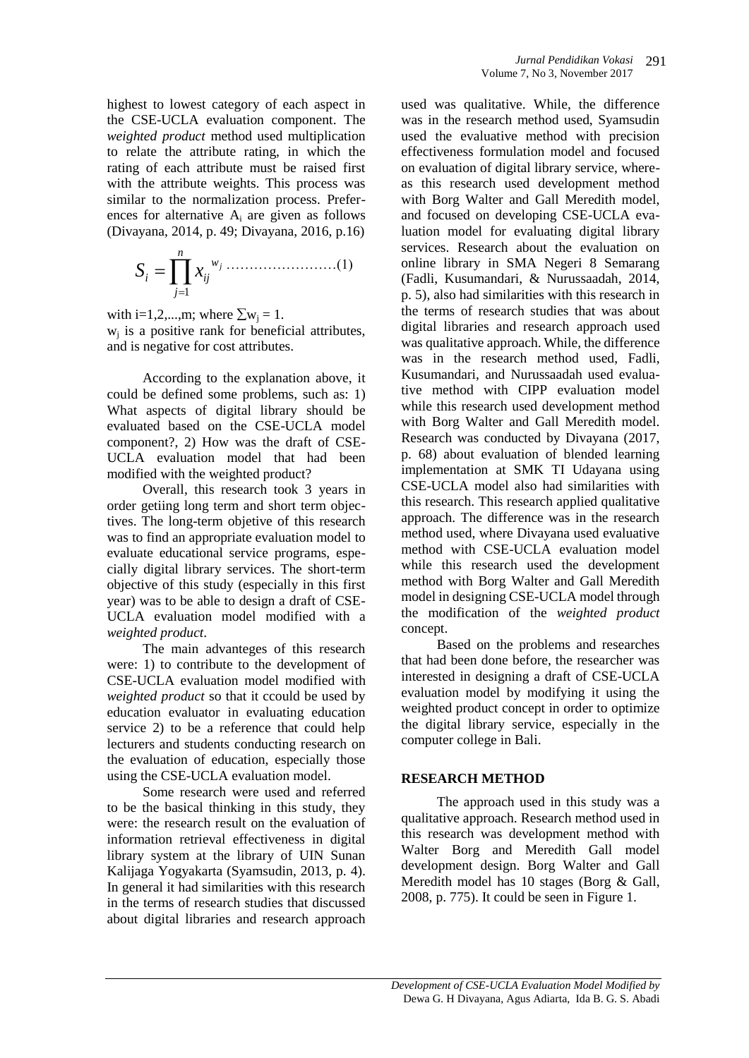highest to lowest category of each aspect in the CSE-UCLA evaluation component. The *weighted product* method used multiplication to relate the attribute rating, in which the rating of each attribute must be raised first with the attribute weights. This process was similar to the normalization process. Preferences for alternative $A_i$ are given as follows (Divayana, 2014, p. 49; Divayana, 2016, p.16)

$$S_i = \prod_{j=1}^{n} x_{ij}^{w_j} \text{ ……………………(1)}$$

with i=1,2,...,m; where $\sum w_j = 1$.
$w_j$ is a positive rank for beneficial attributes, and is negative for cost attributes.

According to the explanation above, it could be defined some problems, such as: 1) What aspects of digital library should be evaluated based on the CSE-UCLA model component?, 2) How was the draft of CSE-UCLA evaluation model that had been modified with the weighted product?

Overall, this research took 3 years in order getiing long term and short term objectives. The long-term objetive of this research was to find an appropriate evaluation model to evaluate educational service programs, especially digital library services. The short-term objective of this study (especially in this first year) was to be able to design a draft of CSE-UCLA evaluation model modified with a *weighted product*.

The main advanteges of this research were: 1) to contribute to the development of CSE-UCLA evaluation model modified with *weighted product* so that it ccould be used by education evaluator in evaluating education service 2) to be a reference that could help lecturers and students conducting research on the evaluation of education, especially those using the CSE-UCLA evaluation model.

Some research were used and referred to be the basical thinking in this study, they were: the research result on the evaluation of information retrieval effectiveness in digital library system at the library of UIN Sunan Kalijaga Yogyakarta (Syamsudin, 2013, p. 4). In general it had similarities with this research in the terms of research studies that discussed about digital libraries and research approach used was qualitative. While, the difference was in the research method used, Syamsudin used the evaluative method with precision effectiveness formulation model and focused on evaluation of digital library service, whereas this research used development method with Borg Walter and Gall Meredith model, and focused on developing CSE-UCLA evaluation model for evaluating digital library services. Research about the evaluation on online library in SMA Negeri 8 Semarang (Fadli, Kusumandari, & Nurussaadah, 2014, p. 5), also had similarities with this research in the terms of research studies that was about digital libraries and research approach used was qualitative approach. While, the difference was in the research method used, Fadli, Kusumandari, and Nurussaadah used evaluative method with CIPP evaluation model while this research used development method with Borg Walter and Gall Meredith model. Research was conducted by Divayana (2017, p. 68) about evaluation of blended learning implementation at SMK TI Udayana using CSE-UCLA model also had similarities with this research. This research applied qualitative approach. The difference was in the research method used, where Divayana used evaluative method with CSE-UCLA evaluation model while this research used the development method with Borg Walter and Gall Meredith model in designing CSE-UCLA model through the modification of the *weighted product* concept.

Based on the problems and researches that had been done before, the researcher was interested in designing a draft of CSE-UCLA evaluation model by modifying it using the weighted product concept in order to optimize the digital library service, especially in the computer college in Bali.

## RESEARCH METHOD

The approach used in this study was a qualitative approach. Research method used in this research was development method with Walter Borg and Meredith Gall model development design. Borg Walter and Gall Meredith model has 10 stages (Borg & Gall, 2008, p. 775). It could be seen in Figure 1.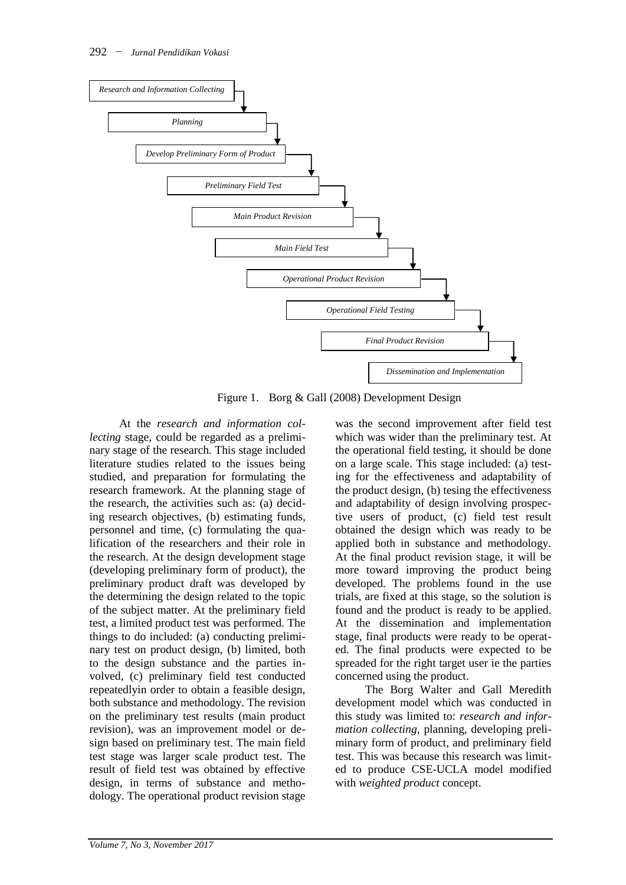*Research and Information Collecting*

*Planning*

*Develop Preliminary Form of Product*

*Preliminary Field Test*

*Main Product Revision*

*Main Field Test*

*Operational Product Revision*

*Operational Field Testing*

*Final Product Revision*

*Dissemination and Implementation*

Figure 1. Borg & Gall (2008) Development Design

At the *research and information collecting* stage, could be regarded as a preliminary stage of the research. This stage included literature studies related to the issues being studied, and preparation for formulating the research framework. At the planning stage of the research, the activities such as: (a) deciding research objectives, (b) estimating funds, personnel and time, (c) formulating the qualification of the researchers and their role in the research. At the design development stage (developing preliminary form of product), the preliminary product draft was developed by the determining the design related to the topic of the subject matter. At the preliminary field test, a limited product test was performed. The things to do included: (a) conducting preliminary test on product design, (b) limited, both to the design substance and the parties involved, (c) preliminary field test conducted repeatedlyin order to obtain a feasible design, both substance and methodology. The revision on the preliminary test results (main product revision), was an improvement model or design based on preliminary test. The main field test stage was larger scale product test. The result of field test was obtained by effective design, in terms of substance and methodology. The operational product revision stage was the second improvement after field test which was wider than the preliminary test. At the operational field testing, it should be done on a large scale. This stage included: (a) testing for the effectiveness and adaptability of the product design, (b) tesing the effectiveness and adaptability of design involving prospective users of product, (c) field test result obtained the design which was ready to be applied both in substance and methodology. At the final product revision stage, it will be more toward improving the product being developed. The problems found in the use trials, are fixed at this stage, so the solution is found and the product is ready to be applied. At the dissemination and implementation stage, final products were ready to be operated. The final products were expected to be spreaded for the right target user ie the parties concerned using the product.

The Borg Walter and Gall Meredith development model which was conducted in this study was limited to: *research and information collecting*, planning, developing preliminary form of product, and preliminary field test. This was because this research was limited to produce CSE-UCLA model modified with *weighted product* concept.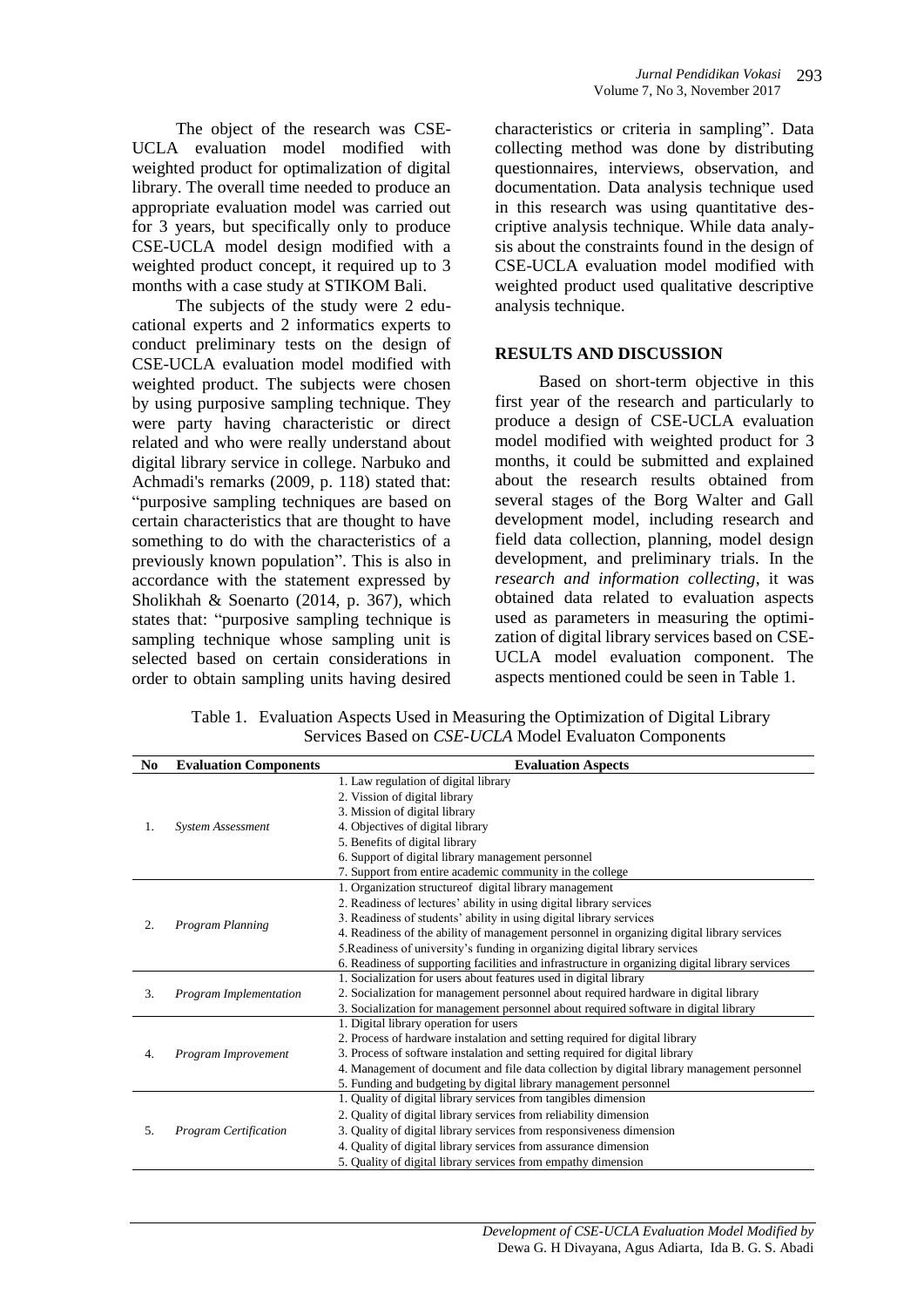The object of the research was CSE-UCLA evaluation model modified with weighted product for optimalization of digital library. The overall time needed to produce an appropriate evaluation model was carried out for 3 years, but specifically only to produce CSE-UCLA model design modified with a weighted product concept, it required up to 3 months with a case study at STIKOM Bali.

The subjects of the study were 2 educational experts and 2 informatics experts to conduct preliminary tests on the design of CSE-UCLA evaluation model modified with weighted product. The subjects were chosen by using purposive sampling technique. They were party having characteristic or direct related and who were really understand about digital library service in college. Narbuko and Achmadi's remarks (2009, p. 118) stated that: "purposive sampling techniques are based on certain characteristics that are thought to have something to do with the characteristics of a previously known population". This is also in accordance with the statement expressed by Sholikhah & Soenarto (2014, p. 367), which states that: "purposive sampling technique is sampling technique whose sampling unit is selected based on certain considerations in order to obtain sampling units having desired characteristics or criteria in sampling". Data collecting method was done by distributing questionnaires, interviews, observation, and documentation. Data analysis technique used in this research was using quantitative descriptive analysis technique. While data analysis about the constraints found in the design of CSE-UCLA evaluation model modified with weighted product used qualitative descriptive analysis technique.

## RESULTS AND DISCUSSION

Based on short-term objective in this first year of the research and particularly to produce a design of CSE-UCLA evaluation model modified with weighted product for 3 months, it could be submitted and explained about the research results obtained from several stages of the Borg Walter and Gall development model, including research and field data collection, planning, model design development, and preliminary trials. In the *research and information collecting*, it was obtained data related to evaluation aspects used as parameters in measuring the optimization of digital library services based on CSE-UCLA model evaluation component. The aspects mentioned could be seen in Table 1.

Table 1. Evaluation Aspects Used in Measuring the Optimization of Digital Library Services Based on *CSE-UCLA* Model Evaluaton Components

| No | Evaluation Components | Evaluation Aspects |
|---|---|---|
| 1. | *System Assessment* | 1. Law regulation of digital library<br>2. Vission of digital library<br>3. Mission of digital library<br>4. Objectives of digital library<br>5. Benefits of digital library<br>6. Support of digital library management personnel<br>7. Support from entire academic community in the college |
| 2. | *Program Planning* | 1. Organization structureof digital library management<br>2. Readiness of lectures' ability in using digital library services<br>3. Readiness of students' ability in using digital library services<br>4. Readiness of the ability of management personnel in organizing digital library services<br>5.Readiness of university's funding in organizing digital library services<br>6. Readiness of supporting facilities and infrastructure in organizing digital library services |
| 3. | *Program Implementation* | 1. Socialization for users about features used in digital library<br>2. Socialization for management personnel about required hardware in digital library<br>3. Socialization for management personnel about required software in digital library |
| 4. | *Program Improvement* | 1. Digital library operation for users<br>2. Process of hardware instalation and setting required for digital library<br>3. Process of software instalation and setting required for digital library<br>4. Management of document and file data collection by digital library management personnel<br>5. Funding and budgeting by digital library management personnel |
| 5. | *Program Certification* | 1. Quality of digital library services from tangibles dimension<br>2. Quality of digital library services from reliability dimension<br>3. Quality of digital library services from responsiveness dimension<br>4. Quality of digital library services from assurance dimension<br>5. Quality of digital library services from empathy dimension |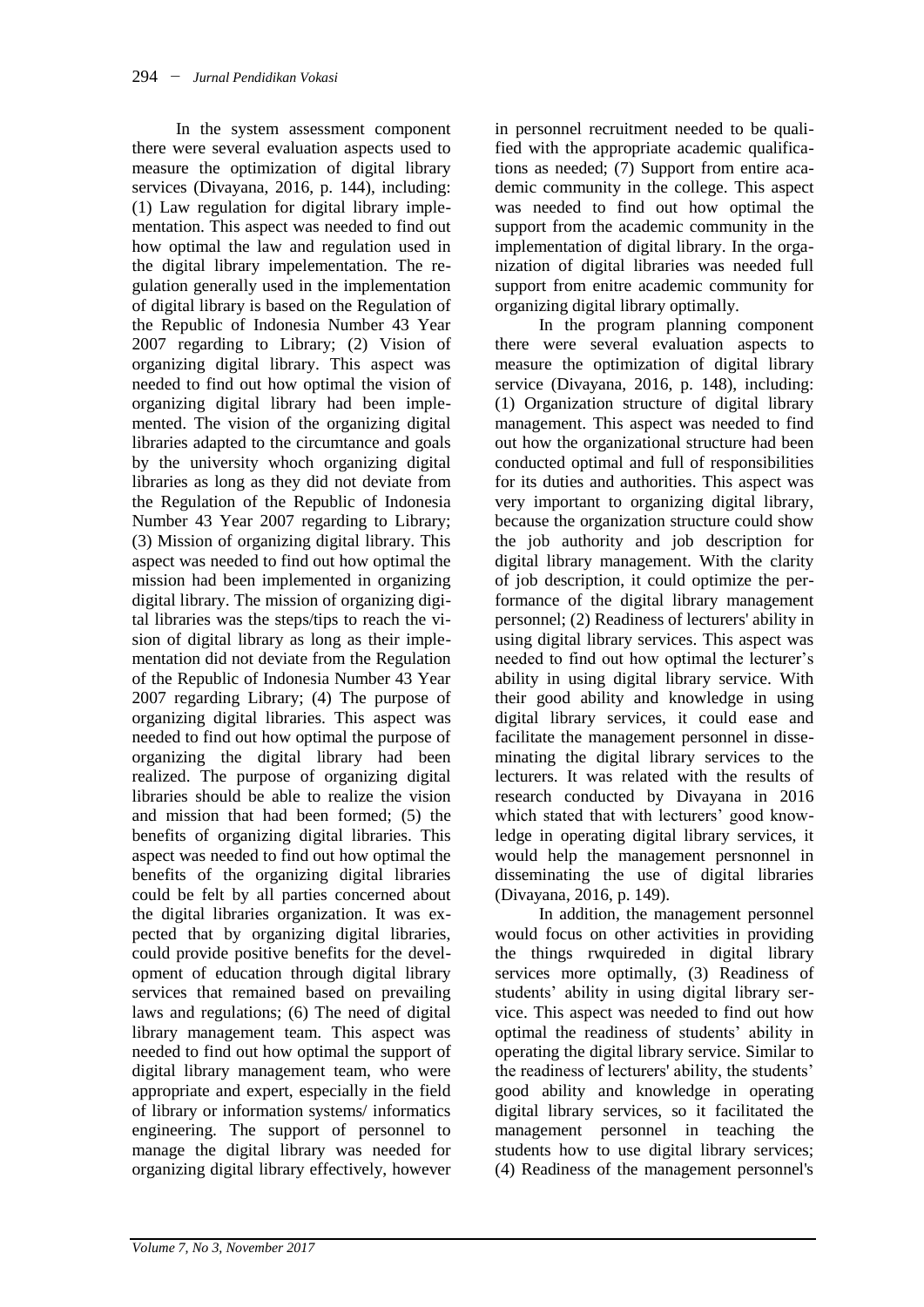In the system assessment component there were several evaluation aspects used to measure the optimization of digital library services (Divayana, 2016, p. 144), including: (1) Law regulation for digital library implementation. This aspect was needed to find out how optimal the law and regulation used in the digital library impelementation. The regulation generally used in the implementation of digital library is based on the Regulation of the Republic of Indonesia Number 43 Year 2007 regarding to Library; (2) Vision of organizing digital library. This aspect was needed to find out how optimal the vision of organizing digital library had been implemented. The vision of the organizing digital libraries adapted to the circumtance and goals by the university whoch organizing digital libraries as long as they did not deviate from the Regulation of the Republic of Indonesia Number 43 Year 2007 regarding to Library; (3) Mission of organizing digital library. This aspect was needed to find out how optimal the mission had been implemented in organizing digital library. The mission of organizing digital libraries was the steps/tips to reach the vision of digital library as long as their implementation did not deviate from the Regulation of the Republic of Indonesia Number 43 Year 2007 regarding Library; (4) The purpose of organizing digital libraries. This aspect was needed to find out how optimal the purpose of organizing the digital library had been realized. The purpose of organizing digital libraries should be able to realize the vision and mission that had been formed; (5) the benefits of organizing digital libraries. This aspect was needed to find out how optimal the benefits of the organizing digital libraries could be felt by all parties concerned about the digital libraries organization. It was expected that by organizing digital libraries, could provide positive benefits for the development of education through digital library services that remained based on prevailing laws and regulations; (6) The need of digital library management team. This aspect was needed to find out how optimal the support of digital library management team, who were appropriate and expert, especially in the field of library or information systems/ informatics engineering. The support of personnel to manage the digital library was needed for organizing digital library effectively, however in personnel recruitment needed to be qualified with the appropriate academic qualifications as needed; (7) Support from entire academic community in the college. This aspect was needed to find out how optimal the support from the academic community in the implementation of digital library. In the organization of digital libraries was needed full support from enitre academic community for organizing digital library optimally.

In the program planning component there were several evaluation aspects to measure the optimization of digital library service (Divayana, 2016, p. 148), including: (1) Organization structure of digital library management. This aspect was needed to find out how the organizational structure had been conducted optimal and full of responsibilities for its duties and authorities. This aspect was very important to organizing digital library, because the organization structure could show the job authority and job description for digital library management. With the clarity of job description, it could optimize the performance of the digital library management personnel; (2) Readiness of lecturers' ability in using digital library services. This aspect was needed to find out how optimal the lecturer's ability in using digital library service. With their good ability and knowledge in using digital library services, it could ease and facilitate the management personnel in disseminating the digital library services to the lecturers. It was related with the results of research conducted by Divayana in 2016 which stated that with lecturers' good knowledge in operating digital library services, it would help the management persnonnel in disseminating the use of digital libraries (Divayana, 2016, p. 149).

In addition, the management personnel would focus on other activities in providing the things rwquireded in digital library services more optimally, (3) Readiness of students' ability in using digital library service. This aspect was needed to find out how optimal the readiness of students' ability in operating the digital library service. Similar to the readiness of lecturers' ability, the students' good ability and knowledge in operating digital library services, so it facilitated the management personnel in teaching the students how to use digital library services; (4) Readiness of the management personnel's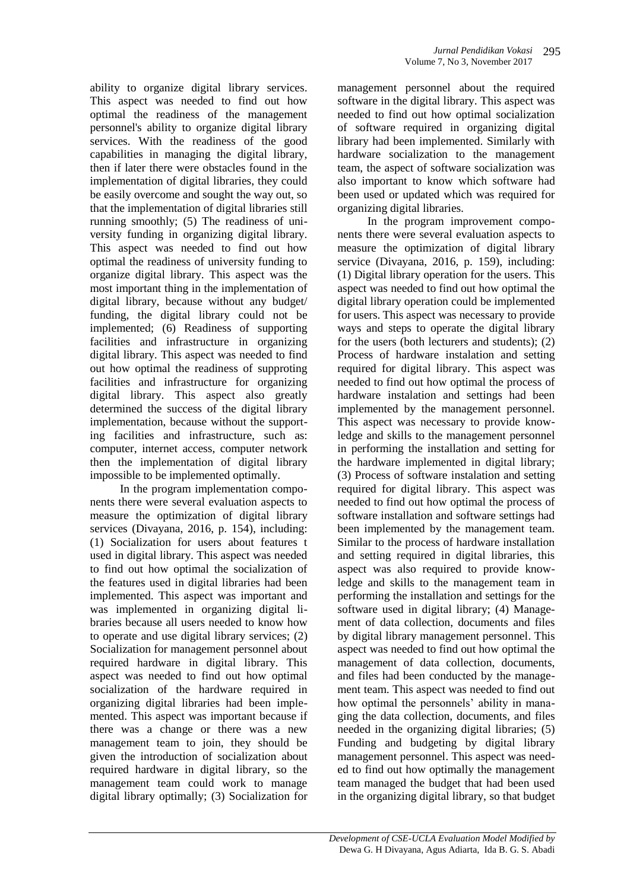ability to organize digital library services. This aspect was needed to find out how optimal the readiness of the management personnel's ability to organize digital library services. With the readiness of the good capabilities in managing the digital library, then if later there were obstacles found in the implementation of digital libraries, they could be easily overcome and sought the way out, so that the implementation of digital libraries still running smoothly; (5) The readiness of university funding in organizing digital library. This aspect was needed to find out how optimal the readiness of university funding to organize digital library. This aspect was the most important thing in the implementation of digital library, because without any budget/ funding, the digital library could not be implemented; (6) Readiness of supporting facilities and infrastructure in organizing digital library. This aspect was needed to find out how optimal the readiness of supproting facilities and infrastructure for organizing digital library. This aspect also greatly determined the success of the digital library implementation, because without the supporting facilities and infrastructure, such as: computer, internet access, computer network then the implementation of digital library impossible to be implemented optimally.

In the program implementation components there were several evaluation aspects to measure the optimization of digital library services (Divayana, 2016, p. 154), including: (1) Socialization for users about features t used in digital library. This aspect was needed to find out how optimal the socialization of the features used in digital libraries had been implemented. This aspect was important and was implemented in organizing digital libraries because all users needed to know how to operate and use digital library services; (2) Socialization for management personnel about required hardware in digital library. This aspect was needed to find out how optimal socialization of the hardware required in organizing digital libraries had been implemented. This aspect was important because if there was a change or there was a new management team to join, they should be given the introduction of socialization about required hardware in digital library, so the management team could work to manage digital library optimally; (3) Socialization for management personnel about the required software in the digital library. This aspect was needed to find out how optimal socialization of software required in organizing digital library had been implemented. Similarly with hardware socialization to the management team, the aspect of software socialization was also important to know which software had been used or updated which was required for organizing digital libraries.

In the program improvement components there were several evaluation aspects to measure the optimization of digital library service (Divayana, 2016, p. 159), including: (1) Digital library operation for the users. This aspect was needed to find out how optimal the digital library operation could be implemented for users. This aspect was necessary to provide ways and steps to operate the digital library for the users (both lecturers and students); (2) Process of hardware instalation and setting required for digital library. This aspect was needed to find out how optimal the process of hardware instalation and settings had been implemented by the management personnel. This aspect was necessary to provide knowledge and skills to the management personnel in performing the installation and setting for the hardware implemented in digital library; (3) Process of software instalation and setting required for digital library. This aspect was needed to find out how optimal the process of software installation and software settings had been implemented by the management team. Similar to the process of hardware installation and setting required in digital libraries, this aspect was also required to provide knowledge and skills to the management team in performing the installation and settings for the software used in digital library; (4) Management of data collection, documents and files by digital library management personnel. This aspect was needed to find out how optimal the management of data collection, documents, and files had been conducted by the management team. This aspect was needed to find out how optimal the personnels' ability in managing the data collection, documents, and files needed in the organizing digital libraries; (5) Funding and budgeting by digital library management personnel. This aspect was needed to find out how optimally the management team managed the budget that had been used in the organizing digital library, so that budget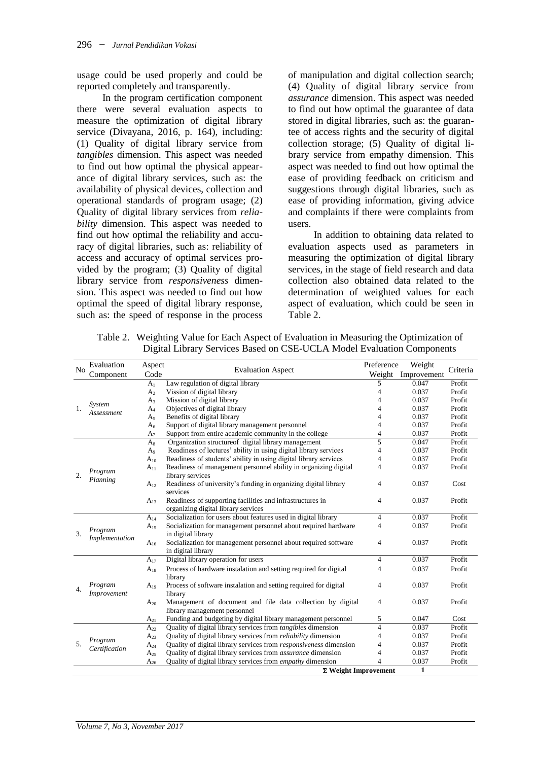usage could be used properly and could be reported completely and transparently.

In the program certification component there were several evaluation aspects to measure the optimization of digital library service (Divayana, 2016, p. 164), including: (1) Quality of digital library service from *tangibles* dimension. This aspect was needed to find out how optimal the physical appearance of digital library services, such as: the availability of physical devices, collection and operational standards of program usage; (2) Quality of digital library services from *reliability* dimension. This aspect was needed to find out how optimal the reliability and accuracy of digital libraries, such as: reliability of access and accuracy of optimal services provided by the program; (3) Quality of digital library service from *responsiveness* dimension. This aspect was needed to find out how optimal the speed of digital library response, such as: the speed of response in the process of manipulation and digital collection search; (4) Quality of digital library service from *assurance* dimension. This aspect was needed to find out how optimal the guarantee of data stored in digital libraries, such as: the guarantee of access rights and the security of digital collection storage; (5) Quality of digital library service from empathy dimension. This aspect was needed to find out how optimal the ease of providing feedback on criticism and suggestions through digital libraries, such as ease of providing information, giving advice and complaints if there were complaints from users.

In addition to obtaining data related to evaluation aspects used as parameters in measuring the optimization of digital library services, in the stage of field research and data collection also obtained data related to the determination of weighted values for each aspect of evaluation, which could be seen in Table 2.

Table 2. Weighting Value for Each Aspect of Evaluation in Measuring the Optimization of Digital Library Services Based on CSE-UCLA Model Evaluation Components

| No | Evaluation Component | Aspect Code | Evaluation Aspect | Preference Weight | Weight Improvement | Criteria |
|---|---|---|---|---|---|---|
| 1. | *System Assessment* | $A_1$ | Law regulation of digital library | 5 | 0.047 | Profit |
| | | $A_2$ | Vission of digital library | 4 | 0.037 | Profit |
| | | $A_3$ | Mission of digital library | 4 | 0.037 | Profit |
| | | $A_4$ | Objectives of digital library | 4 | 0.037 | Profit |
| | | $A_5$ | Benefits of digital library | 4 | 0.037 | Profit |
| | | $A_6$ | Support of digital library management personnel | 4 | 0.037 | Profit |
| | | $A_7$ | Support from entire academic community in the college | 4 | 0.037 | Profit |
| 2. | *Program Planning* | $A_8$ | Organization structureof digital library management | 5 | 0.047 | Profit |
| | | $A_9$ | Readiness of lectures' ability in using digital library services | 4 | 0.037 | Profit |
| | | $A_{10}$ | Readiness of students' ability in using digital library services | 4 | 0.037 | Profit |
| | | $A_{11}$ | Readiness of management personnel ability in organizing digital library services | 4 | 0.037 | Profit |
| | | $A_{12}$ | Readiness of university's funding in organizing digital library services | 4 | 0.037 | Cost |
| | | $A_{13}$ | Readiness of supporting facilities and infrastructures in organizing digital library services | 4 | 0.037 | Profit |
| 3. | *Program Implementation* | $A_{14}$ | Socialization for users about features used in digital library | 4 | 0.037 | Profit |
| | | $A_{15}$ | Socialization for management personnel about required hardware in digital library | 4 | 0.037 | Profit |
| | | $A_{16}$ | Socialization for management personnel about required software in digital library | 4 | 0.037 | Profit |
| 4. | *Program Improvement* | $A_{17}$ | Digital library operation for users | 4 | 0.037 | Profit |
| | | $A_{18}$ | Process of hardware instalation and setting required for digital library | 4 | 0.037 | Profit |
| | | $A_{19}$ | Process of software instalation and setting required for digital library | 4 | 0.037 | Profit |
| | | $A_{20}$ | Management of document and file data collection by digital library management personnel | 4 | 0.037 | Profit |
| | | $A_{21}$ | Funding and budgeting by digital library management personnel | 5 | 0.047 | Cost |
| 5. | *Program Certification* | $A_{22}$ | Quality of digital library services from *tangibles* dimension | 4 | 0.037 | Profit |
| | | $A_{23}$ | Quality of digital library services from *reliability* dimension | 4 | 0.037 | Profit |
| | | $A_{24}$ | Quality of digital library services from *responsiveness* dimension | 4 | 0.037 | Profit |
| | | $A_{25}$ | Quality of digital library services from *assurance* dimension | 4 | 0.037 | Profit |
| | | $A_{26}$ | Quality of digital library services from *empathy* dimension | 4 | 0.037 | Profit |
| | | | | **Σ Weight Improvement** | **1** | |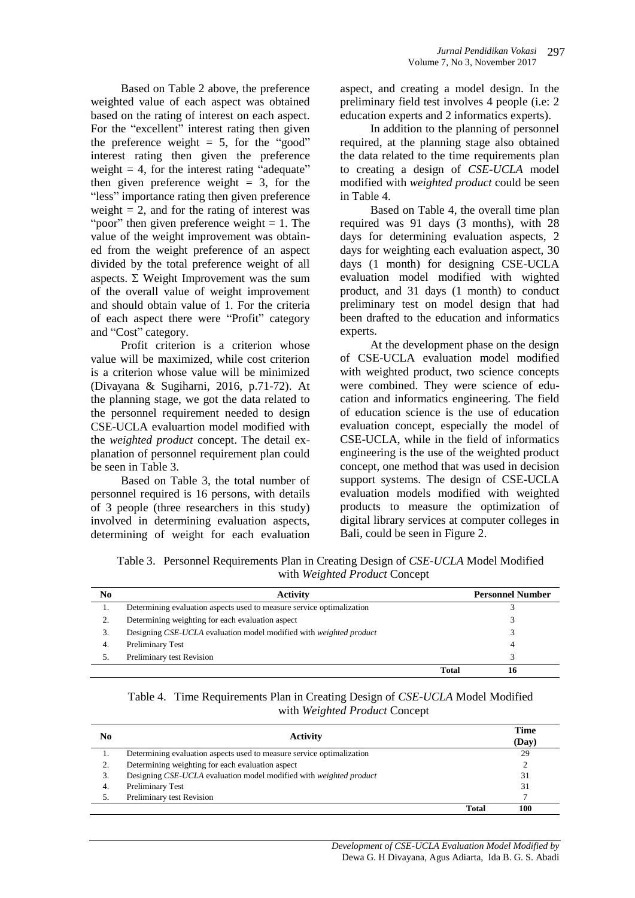Based on Table 2 above, the preference weighted value of each aspect was obtained based on the rating of interest on each aspect. For the "excellent" interest rating then given the preference weight = 5, for the "good" interest rating then given the preference weight = 4, for the interest rating "adequate" then given preference weight = 3, for the "less" importance rating then given preference weight = 2, and for the rating of interest was "poor" then given preference weight = 1. The value of the weight improvement was obtained from the weight preference of an aspect divided by the total preference weight of all aspects. Σ Weight Improvement was the sum of the overall value of weight improvement and should obtain value of 1. For the criteria of each aspect there were "Profit" category and "Cost" category.

Profit criterion is a criterion whose value will be maximized, while cost criterion is a criterion whose value will be minimized (Divayana & Sugiharni, 2016, p.71-72). At the planning stage, we got the data related to the personnel requirement needed to design CSE-UCLA evaluartion model modified with the *weighted product* concept. The detail explanation of personnel requirement plan could be seen in Table 3.

Based on Table 3, the total number of personnel required is 16 persons, with details of 3 people (three researchers in this study) involved in determining evaluation aspects, determining of weight for each evaluation aspect, and creating a model design. In the preliminary field test involves 4 people (i.e: 2 education experts and 2 informatics experts).

In addition to the planning of personnel required, at the planning stage also obtained the data related to the time requirements plan to creating a design of *CSE-UCLA* model modified with *weighted product* could be seen in Table 4.

Based on Table 4, the overall time plan required was 91 days (3 months), with 28 days for determining evaluation aspects, 2 days for weighting each evaluation aspect, 30 days (1 month) for designing CSE-UCLA evaluation model modified with wighted product, and 31 days (1 month) to conduct preliminary test on model design that had been drafted to the education and informatics experts.

At the development phase on the design of CSE-UCLA evaluation model modified with weighted product, two science concepts were combined. They were science of education and informatics engineering. The field of education science is the use of education evaluation concept, especially the model of CSE-UCLA, while in the field of informatics engineering is the use of the weighted product concept, one method that was used in decision support systems. The design of CSE-UCLA evaluation models modified with weighted products to measure the optimization of digital library services at computer colleges in Bali, could be seen in Figure 2.

Table 3. Personnel Requirements Plan in Creating Design of *CSE-UCLA* Model Modified with *Weighted Product* Concept

| No | Activity | Personnel Number |
|---|---|---|
| 1. | Determining evaluation aspects used to measure service optimalization | 3 |
| 2. | Determining weighting for each evaluation aspect | 3 |
| 3. | Designing *CSE-UCLA* evaluation model modified with *weighted product* | 3 |
| 4. | Preliminary Test | 4 |
| 5. | Preliminary test Revision | 3 |
| | **Total** | **16** |

Table 4. Time Requirements Plan in Creating Design of *CSE-UCLA* Model Modified with *Weighted Product* Concept

| No | Activity | Time (Day) |
|---|---|---|
| 1. | Determining evaluation aspects used to measure service optimalization | 29 |
| 2. | Determining weighting for each evaluation aspect | 2 |
| 3. | Designing *CSE-UCLA* evaluation model modified with *weighted product* | 31 |
| 4. | Preliminary Test | 31 |
| 5. | Preliminary test Revision | 7 |
| | **Total** | **100** |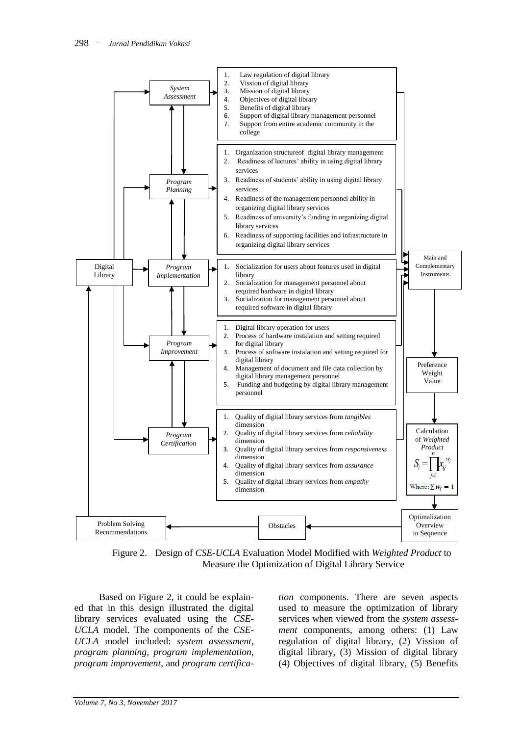**System Assessment**

1. Law regulation of digital library
2. Vission of digital library
3. Mission of digital library
4. Objectives of digital library
5. Benefits of digital library
6. Support of digital library management personnel
7. Support from entire academic community in the college

**Program Planning**

1. Organization structureof digital library management
2. Readiness of lectures' ability in using digital library services
3. Readiness of students' ability in using digital library services
4. Readiness of the management personnel ability in organizing digital library services
5. Readiness of university's funding in organizing digital library services
6. Readiness of supporting facilities and infrastructure in organizing digital library services

**Program Implementation**

1. Socialization for users about features used in digital library
2. Socialization for management personnel about required hardware in digital library
3. Socialization for management personnel about required software in digital library

**Program Improvement**

1. Digital library operation for users
2. Process of hardware instalation and setting required for digital library
3. Process of software instalation and setting required for digital library
4. Management of document and file data collection by digital library management personnel
5. Funding and budgeting by digital library management personnel

**Program Certification**

1. Quality of digital library services from *tangibles* dimension
2. Quality of digital library services from *reliability* dimension
3. Quality of digital library services from *responsiveness* dimension
4. Quality of digital library services from *assurance* dimension
5. Quality of digital library services from *empathy* dimension

Digital Library → Main and Complementary Instruments → Preference Weight Value → Calculation of *Weighted Product*

$$S_i = \prod_{j=1}^{n} x_{ij}^{w_j}$$

Where: $\sum w_j = 1$

→ Optimalization Overview in Sequence → Obstacles → Problem Solving Recommendations

Figure 2. Design of *CSE-UCLA* Evaluation Model Modified with *Weighted Product* to Measure the Optimization of Digital Library Service

Based on Figure 2, it could be explained that in this design illustrated the digital library services evaluated using the *CSE-UCLA* model. The components of the *CSE-UCLA* model included: *system assessment*, *program planning*, *program implementation*, *program improvement*, and *program certification* components. There are seven aspects used to measure the optimization of library services when viewed from the *system assessment* components, among others: (1) Law regulation of digital library, (2) Vission of digital library, (3) Mission of digital library (4) Objectives of digital library, (5) Benefits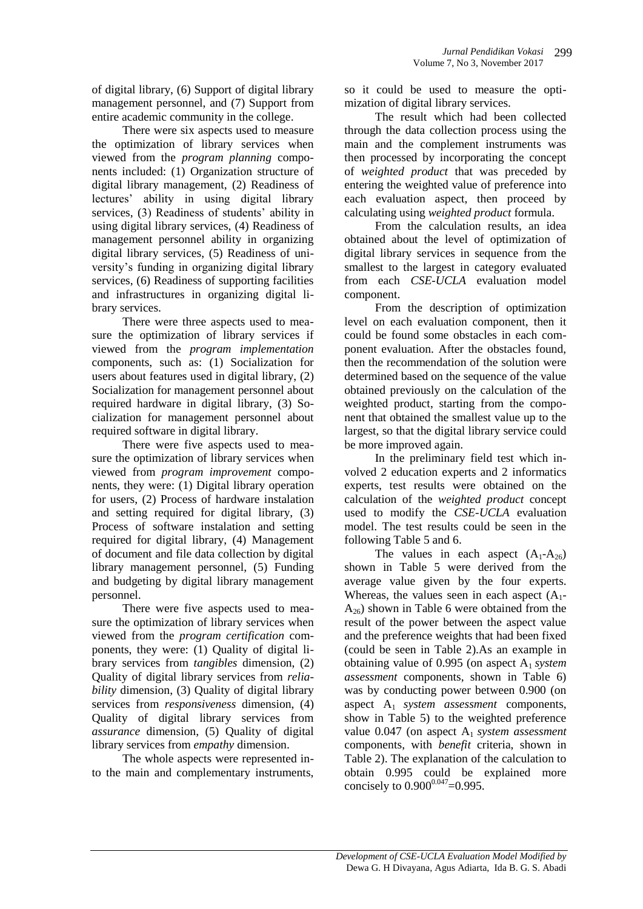of digital library, (6) Support of digital library management personnel, and (7) Support from entire academic community in the college.

There were six aspects used to measure the optimization of library services when viewed from the *program planning* components included: (1) Organization structure of digital library management, (2) Readiness of lectures' ability in using digital library services, (3) Readiness of students' ability in using digital library services, (4) Readiness of management personnel ability in organizing digital library services, (5) Readiness of university's funding in organizing digital library services, (6) Readiness of supporting facilities and infrastructures in organizing digital library services.

There were three aspects used to measure the optimization of library services if viewed from the *program implementation* components, such as: (1) Socialization for users about features used in digital library, (2) Socialization for management personnel about required hardware in digital library, (3) Socialization for management personnel about required software in digital library.

There were five aspects used to measure the optimization of library services when viewed from *program improvement* components, they were: (1) Digital library operation for users, (2) Process of hardware instalation and setting required for digital library, (3) Process of software instalation and setting required for digital library, (4) Management of document and file data collection by digital library management personnel, (5) Funding and budgeting by digital library management personnel.

There were five aspects used to measure the optimization of library services when viewed from the *program certification* components, they were: (1) Quality of digital library services from *tangibles* dimension, (2) Quality of digital library services from *reliability* dimension, (3) Quality of digital library services from *responsiveness* dimension, (4) Quality of digital library services from *assurance* dimension, (5) Quality of digital library services from *empathy* dimension.

The whole aspects were represented into the main and complementary instruments, so it could be used to measure the optimization of digital library services.

The result which had been collected through the data collection process using the main and the complement instruments was then processed by incorporating the concept of *weighted product* that was preceded by entering the weighted value of preference into each evaluation aspect, then proceed by calculating using *weighted product* formula.

From the calculation results, an idea obtained about the level of optimization of digital library services in sequence from the smallest to the largest in category evaluated from each *CSE-UCLA* evaluation model component.

From the description of optimization level on each evaluation component, then it could be found some obstacles in each component evaluation. After the obstacles found, then the recommendation of the solution were determined based on the sequence of the value obtained previously on the calculation of the weighted product, starting from the component that obtained the smallest value up to the largest, so that the digital library service could be more improved again.

In the preliminary field test which involved 2 education experts and 2 informatics experts, test results were obtained on the calculation of the *weighted product* concept used to modify the *CSE-UCLA* evaluation model. The test results could be seen in the following Table 5 and 6.

The values in each aspect ($A_1$-$A_{26}$) shown in Table 5 were derived from the average value given by the four experts. Whereas, the values seen in each aspect ($A_1$-$A_{26}$) shown in Table 6 were obtained from the result of the power between the aspect value and the preference weights that had been fixed (could be seen in Table 2).As an example in obtaining value of 0.995 (on aspect $A_1$ *system assessment* components, shown in Table 6) was by conducting power between 0.900 (on aspect $A_1$ *system assessment* components, show in Table 5) to the weighted preference value 0.047 (on aspect $A_1$ *system assessment* components, with *benefit* criteria, shown in Table 2). The explanation of the calculation to obtain 0.995 could be explained more concisely to $0.900^{0.047}$=0.995.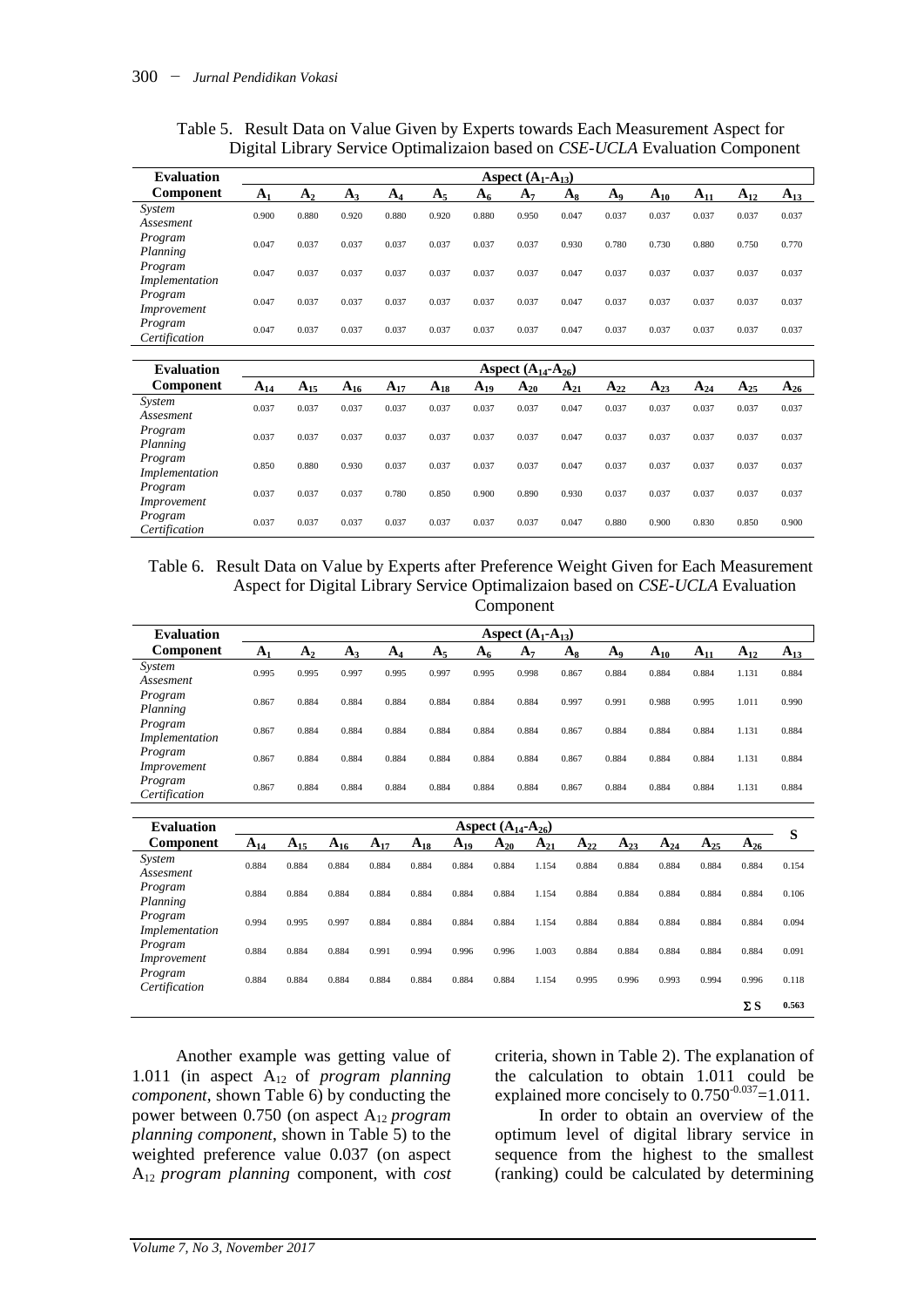Table 5. Result Data on Value Given by Experts towards Each Measurement Aspect for Digital Library Service Optimalizaion based on *CSE-UCLA* Evaluation Component

| Evaluation Component | Aspect ($A_1$-$A_{13}$) | | | | | | | | | | | | |
|---|---|---|---|---|---|---|---|---|---|---|---|---|---|
| | $A_1$ | $A_2$ | $A_3$ | $A_4$ | $A_5$ | $A_6$ | $A_7$ | $A_8$ | $A_9$ | $A_{10}$ | $A_{11}$ | $A_{12}$ | $A_{13}$ |
| *System Assesment* | 0.900 | 0.880 | 0.920 | 0.880 | 0.920 | 0.880 | 0.950 | 0.047 | 0.037 | 0.037 | 0.037 | 0.037 | 0.037 |
| *Program Planning* | 0.047 | 0.037 | 0.037 | 0.037 | 0.037 | 0.037 | 0.037 | 0.930 | 0.780 | 0.730 | 0.880 | 0.750 | 0.770 |
| *Program Implementation* | 0.047 | 0.037 | 0.037 | 0.037 | 0.037 | 0.037 | 0.037 | 0.047 | 0.037 | 0.037 | 0.037 | 0.037 | 0.037 |
| *Program Improvement* | 0.047 | 0.037 | 0.037 | 0.037 | 0.037 | 0.037 | 0.037 | 0.047 | 0.037 | 0.037 | 0.037 | 0.037 | 0.037 |
| *Program Certification* | 0.047 | 0.037 | 0.037 | 0.037 | 0.037 | 0.037 | 0.037 | 0.047 | 0.037 | 0.037 | 0.037 | 0.037 | 0.037 |

| Evaluation Component | Aspect ($A_{14}$-$A_{26}$) | | | | | | | | | | | | |
|---|---|---|---|---|---|---|---|---|---|---|---|---|---|
| | $A_{14}$ | $A_{15}$ | $A_{16}$ | $A_{17}$ | $A_{18}$ | $A_{19}$ | $A_{20}$ | $A_{21}$ | $A_{22}$ | $A_{23}$ | $A_{24}$ | $A_{25}$ | $A_{26}$ |
| *System Assesment* | 0.037 | 0.037 | 0.037 | 0.037 | 0.037 | 0.037 | 0.037 | 0.047 | 0.037 | 0.037 | 0.037 | 0.037 | 0.037 |
| *Program Planning* | 0.037 | 0.037 | 0.037 | 0.037 | 0.037 | 0.037 | 0.037 | 0.047 | 0.037 | 0.037 | 0.037 | 0.037 | 0.037 |
| *Program Implementation* | 0.850 | 0.880 | 0.930 | 0.037 | 0.037 | 0.037 | 0.037 | 0.047 | 0.037 | 0.037 | 0.037 | 0.037 | 0.037 |
| *Program Improvement* | 0.037 | 0.037 | 0.037 | 0.780 | 0.850 | 0.900 | 0.890 | 0.930 | 0.037 | 0.037 | 0.037 | 0.037 | 0.037 |
| *Program Certification* | 0.037 | 0.037 | 0.037 | 0.037 | 0.037 | 0.037 | 0.037 | 0.047 | 0.880 | 0.900 | 0.830 | 0.850 | 0.900 |

Table 6. Result Data on Value by Experts after Preference Weight Given for Each Measurement Aspect for Digital Library Service Optimalizaion based on *CSE-UCLA* Evaluation Component

| Evaluation Component | Aspect ($A_1$-$A_{13}$) | | | | | | | | | | | | |
|---|---|---|---|---|---|---|---|---|---|---|---|---|---|
| | $A_1$ | $A_2$ | $A_3$ | $A_4$ | $A_5$ | $A_6$ | $A_7$ | $A_8$ | $A_9$ | $A_{10}$ | $A_{11}$ | $A_{12}$ | $A_{13}$ |
| *System Assesment* | 0.995 | 0.995 | 0.997 | 0.995 | 0.997 | 0.995 | 0.998 | 0.867 | 0.884 | 0.884 | 0.884 | 1.131 | 0.884 |
| *Program Planning* | 0.867 | 0.884 | 0.884 | 0.884 | 0.884 | 0.884 | 0.884 | 0.997 | 0.991 | 0.988 | 0.995 | 1.011 | 0.990 |
| *Program Implementation* | 0.867 | 0.884 | 0.884 | 0.884 | 0.884 | 0.884 | 0.884 | 0.867 | 0.884 | 0.884 | 0.884 | 1.131 | 0.884 |
| *Program Improvement* | 0.867 | 0.884 | 0.884 | 0.884 | 0.884 | 0.884 | 0.884 | 0.867 | 0.884 | 0.884 | 0.884 | 1.131 | 0.884 |
| *Program Certification* | 0.867 | 0.884 | 0.884 | 0.884 | 0.884 | 0.884 | 0.884 | 0.867 | 0.884 | 0.884 | 0.884 | 1.131 | 0.884 |

| Evaluation Component | Aspect ($A_{14}$-$A_{26}$) | | | | | | | | | | | | | S |
|---|---|---|---|---|---|---|---|---|---|---|---|---|---|---|
| | $A_{14}$ | $A_{15}$ | $A_{16}$ | $A_{17}$ | $A_{18}$ | $A_{19}$ | $A_{20}$ | $A_{21}$ | $A_{22}$ | $A_{23}$ | $A_{24}$ | $A_{25}$ | $A_{26}$ | |
| *System Assesment* | 0.884 | 0.884 | 0.884 | 0.884 | 0.884 | 0.884 | 0.884 | 1.154 | 0.884 | 0.884 | 0.884 | 0.884 | 0.884 | 0.154 |
| *Program Planning* | 0.884 | 0.884 | 0.884 | 0.884 | 0.884 | 0.884 | 0.884 | 1.154 | 0.884 | 0.884 | 0.884 | 0.884 | 0.884 | 0.106 |
| *Program Implementation* | 0.994 | 0.995 | 0.997 | 0.884 | 0.884 | 0.884 | 0.884 | 1.154 | 0.884 | 0.884 | 0.884 | 0.884 | 0.884 | 0.094 |
| *Program Improvement* | 0.884 | 0.884 | 0.884 | 0.991 | 0.994 | 0.996 | 0.996 | 1.003 | 0.884 | 0.884 | 0.884 | 0.884 | 0.884 | 0.091 |
| *Program Certification* | 0.884 | 0.884 | 0.884 | 0.884 | 0.884 | 0.884 | 0.884 | 1.154 | 0.995 | 0.996 | 0.993 | 0.994 | 0.996 | 0.118 |
| | | | | | | | | | | | | | Σ S | 0.563 |

Another example was getting value of 1.011 (in aspect $A_{12}$ of *program planning component*, shown Table 6) by conducting the power between 0.750 (on aspect $A_{12}$ *program planning component*, shown in Table 5) to the weighted preference value 0.037 (on aspect $A_{12}$ *program planning* component, with *cost* criteria, shown in Table 2). The explanation of the calculation to obtain 1.011 could be explained more concisely to $0.750^{-0.037}=1.011$.

In order to obtain an overview of the optimum level of digital library service in sequence from the highest to the smallest (ranking) could be calculated by determining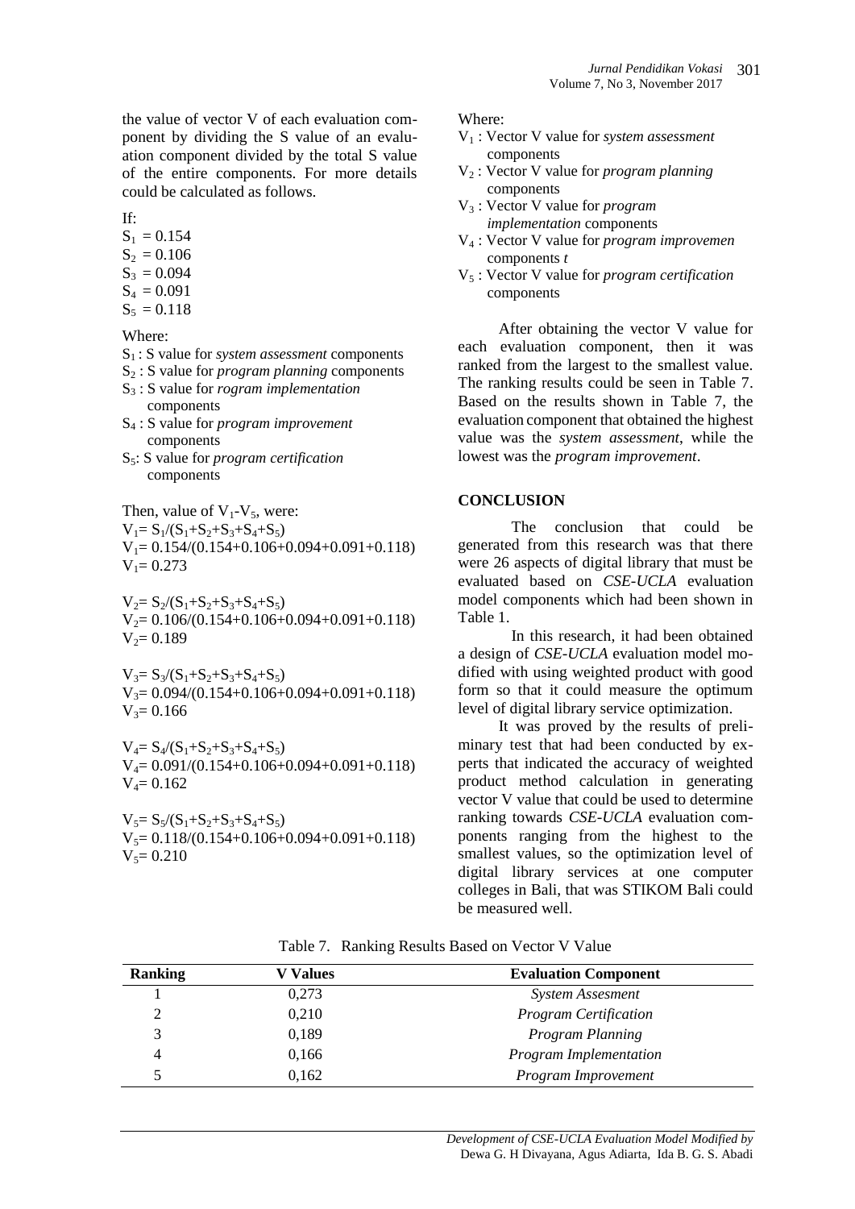the value of vector V of each evaluation component by dividing the S value of an evaluation component divided by the total S value of the entire components. For more details could be calculated as follows.

If:

$S_1 = 0.154$
$S_2 = 0.106$
$S_3 = 0.094$
$S_4 = 0.091$
$S_5 = 0.118$

Where:

$S_1$ : S value for *system assessment* components
$S_2$ : S value for *program planning* components
$S_3$ : S value for *rogram implementation* components
$S_4$ : S value for *program improvement* components
$S_5$: S value for *program certification* components

Then, value of $V_1$-$V_5$, were:

$V_1 = S_1/(S_1+S_2+S_3+S_4+S_5)$
$V_1 = 0.154/(0.154+0.106+0.094+0.091+0.118)$
$V_1 = 0.273$

$V_2 = S_2/(S_1+S_2+S_3+S_4+S_5)$
$V_2 = 0.106/(0.154+0.106+0.094+0.091+0.118)$
$V_2 = 0.189$

$V_3 = S_3/(S_1+S_2+S_3+S_4+S_5)$
$V_3 = 0.094/(0.154+0.106+0.094+0.091+0.118)$
$V_3 = 0.166$

$V_4 = S_4/(S_1+S_2+S_3+S_4+S_5)$
$V_4 = 0.091/(0.154+0.106+0.094+0.091+0.118)$
$V_4 = 0.162$

$V_5 = S_5/(S_1+S_2+S_3+S_4+S_5)$
$V_5 = 0.118/(0.154+0.106+0.094+0.091+0.118)$
$V_5 = 0.210$

Where:

$V_1$ : Vector V value for *system assessment* components
$V_2$ : Vector V value for *program planning* components
$V_3$ : Vector V value for *program implementation* components
$V_4$ : Vector V value for *program improvemen* components *t*
$V_5$ : Vector V value for *program certification* components

After obtaining the vector V value for each evaluation component, then it was ranked from the largest to the smallest value. The ranking results could be seen in Table 7. Based on the results shown in Table 7, the evaluation component that obtained the highest value was the *system assessment*, while the lowest was the *program improvement*.

## CONCLUSION

The conclusion that could be generated from this research was that there were 26 aspects of digital library that must be evaluated based on *CSE-UCLA* evaluation model components which had been shown in Table 1.

In this research, it had been obtained a design of *CSE-UCLA* evaluation model modified with using weighted product with good form so that it could measure the optimum level of digital library service optimization.

It was proved by the results of preliminary test that had been conducted by experts that indicated the accuracy of weighted product method calculation in generating vector V value that could be used to determine ranking towards *CSE-UCLA* evaluation components ranging from the highest to the smallest values, so the optimization level of digital library services at one computer colleges in Bali, that was STIKOM Bali could be measured well.

Table 7. Ranking Results Based on Vector V Value

| Ranking | V Values | Evaluation Component |
|---|---|---|
| 1 | 0,273 | *System Assesment* |
| 2 | 0,210 | *Program Certification* |
| 3 | 0,189 | *Program Planning* |
| 4 | 0,166 | *Program Implementation* |
| 5 | 0,162 | *Program Improvement* |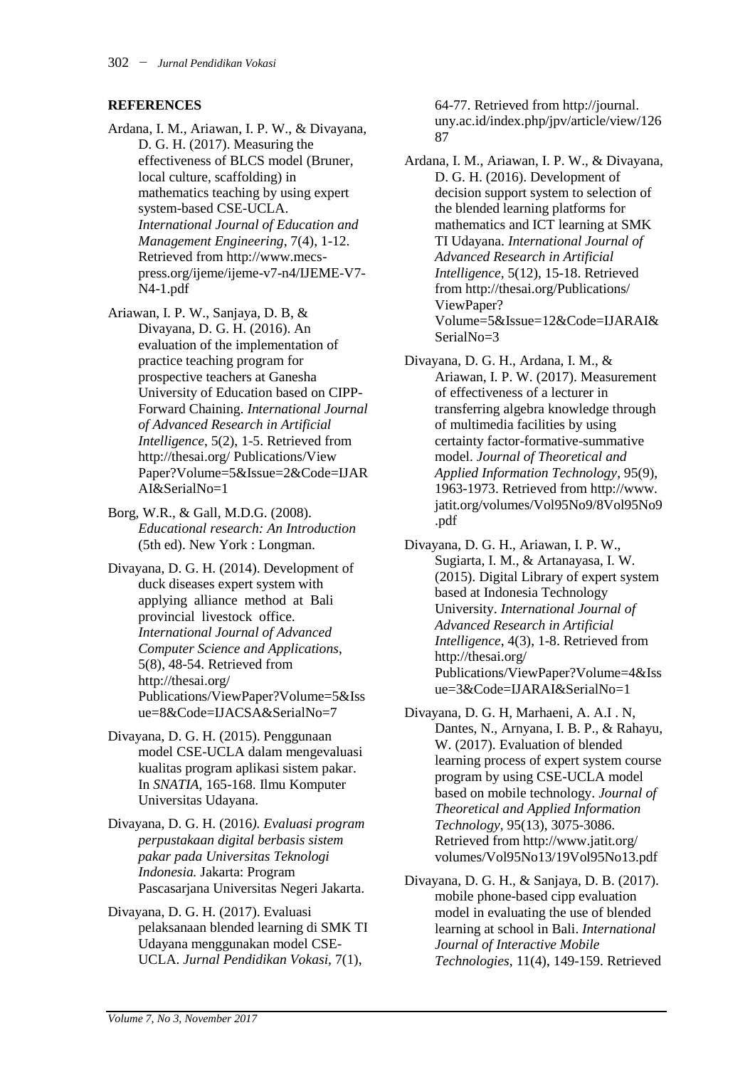## REFERENCES

Ardana, I. M., Ariawan, I. P. W., & Divayana, D. G. H. (2017). Measuring the effectiveness of BLCS model (Bruner, local culture, scaffolding) in mathematics teaching by using expert system-based CSE-UCLA. *International Journal of Education and Management Engineering*, 7(4), 1-12. Retrieved from http://www.mecs-press.org/ijeme/ijeme-v7-n4/IJEME-V7-N4-1.pdf

Ariawan, I. P. W., Sanjaya, D. B, & Divayana, D. G. H. (2016). An evaluation of the implementation of practice teaching program for prospective teachers at Ganesha University of Education based on CIPP-Forward Chaining. *International Journal of Advanced Research in Artificial Intelligence*, 5(2), 1-5. Retrieved from http://thesai.org/ Publications/View Paper?Volume=5&Issue=2&Code=IJARAI&SerialNo=1

Borg, W.R., & Gall, M.D.G. (2008). *Educational research: An Introduction* (5th ed). New York : Longman.

Divayana, D. G. H. (2014). Development of duck diseases expert system with applying alliance method at Bali provincial livestock office. *International Journal of Advanced Computer Science and Applications*, 5(8), 48-54. Retrieved from http://thesai.org/ Publications/ViewPaper?Volume=5&Issue=8&Code=IJACSA&SerialNo=7

Divayana, D. G. H. (2015). Penggunaan model CSE-UCLA dalam mengevaluasi kualitas program aplikasi sistem pakar. In *SNATIA*, 165-168. Ilmu Komputer Universitas Udayana.

Divayana, D. G. H. (2016). *Evaluasi program perpustakaan digital berbasis sistem pakar pada Universitas Teknologi Indonesia.* Jakarta: Program Pascasarjana Universitas Negeri Jakarta.

Divayana, D. G. H. (2017). Evaluasi pelaksanaan blended learning di SMK TI Udayana menggunakan model CSE-UCLA. *Jurnal Pendidikan Vokasi*, 7(1), 64-77. Retrieved from http://journal.uny.ac.id/index.php/jpv/article/view/12687

Ardana, I. M., Ariawan, I. P. W., & Divayana, D. G. H. (2016). Development of decision support system to selection of the blended learning platforms for mathematics and ICT learning at SMK TI Udayana. *International Journal of Advanced Research in Artificial Intelligence*, 5(12), 15-18. Retrieved from http://thesai.org/Publications/ ViewPaper? Volume=5&Issue=12&Code=IJARAI&SerialNo=3

Divayana, D. G. H., Ardana, I. M., & Ariawan, I. P. W. (2017). Measurement of effectiveness of a lecturer in transferring algebra knowledge through of multimedia facilities by using certainty factor-formative-summative model. *Journal of Theoretical and Applied Information Technology*, 95(9), 1963-1973. Retrieved from http://www.jatit.org/volumes/Vol95No9/8Vol95No9.pdf

Divayana, D. G. H., Ariawan, I. P. W., Sugiarta, I. M., & Artanayasa, I. W. (2015). Digital Library of expert system based at Indonesia Technology University. *International Journal of Advanced Research in Artificial Intelligence*, 4(3), 1-8. Retrieved from http://thesai.org/ Publications/ViewPaper?Volume=4&Issue=3&Code=IJARAI&SerialNo=1

Divayana, D. G. H, Marhaeni, A. A.I . N, Dantes, N., Arnyana, I. B. P., & Rahayu, W. (2017). Evaluation of blended learning process of expert system course program by using CSE-UCLA model based on mobile technology. *Journal of Theoretical and Applied Information Technology*, 95(13), 3075-3086. Retrieved from http://www.jatit.org/ volumes/Vol95No13/19Vol95No13.pdf

Divayana, D. G. H., & Sanjaya, D. B. (2017). mobile phone-based cipp evaluation model in evaluating the use of blended learning at school in Bali. *International Journal of Interactive Mobile Technologies*, 11(4), 149-159. Retrieved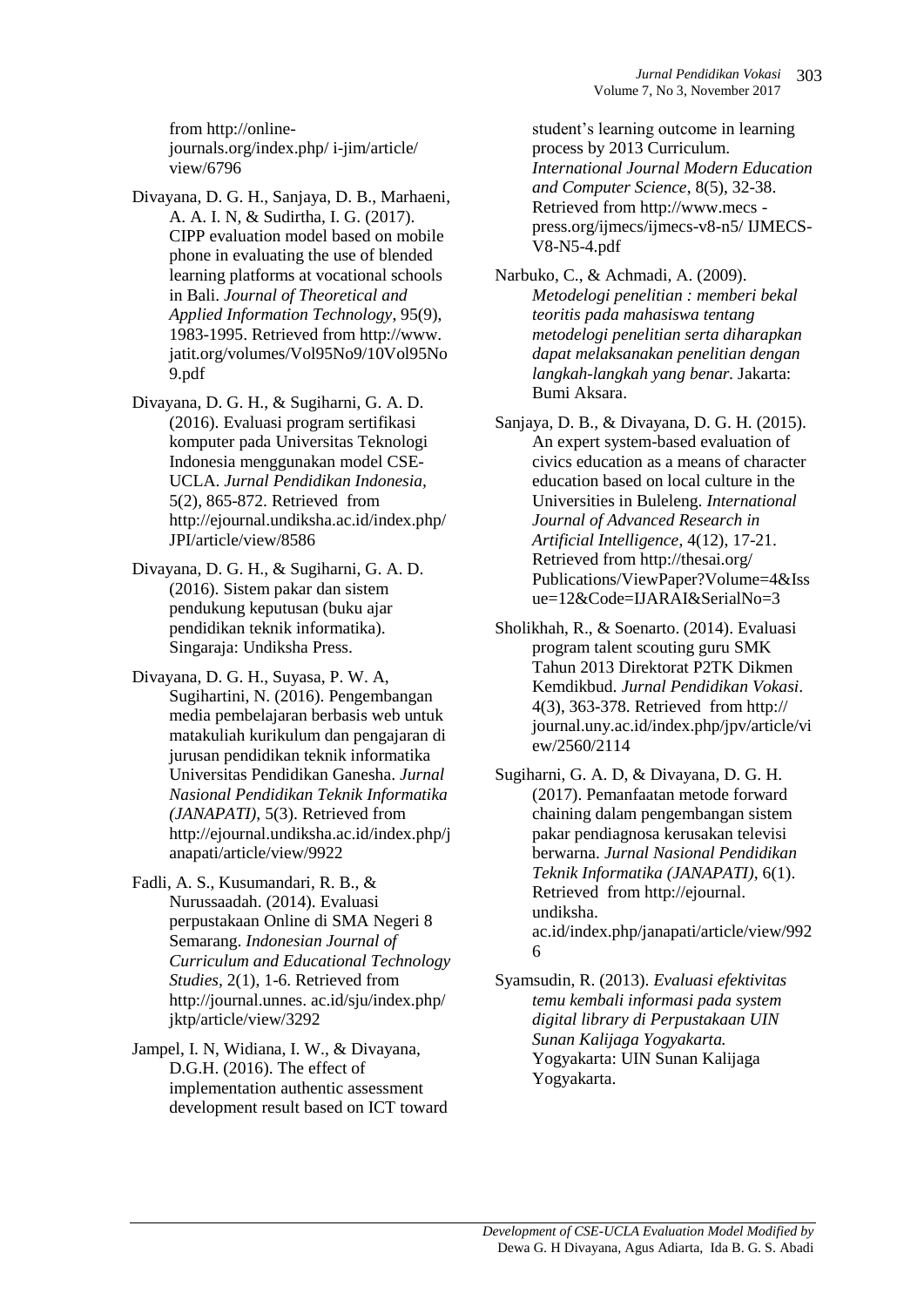from http://online-journals.org/index.php/ i-jim/article/ view/6796

Divayana, D. G. H., Sanjaya, D. B., Marhaeni, A. A. I. N, & Sudirtha, I. G. (2017). CIPP evaluation model based on mobile phone in evaluating the use of blended learning platforms at vocational schools in Bali. *Journal of Theoretical and Applied Information Technology*, 95(9), 1983-1995. Retrieved from http://www. jatit.org/volumes/Vol95No9/10Vol95No9.pdf

Divayana, D. G. H., & Sugiharni, G. A. D. (2016). Evaluasi program sertifikasi komputer pada Universitas Teknologi Indonesia menggunakan model CSE-UCLA. *Jurnal Pendidikan Indonesia,* 5(2), 865-872. Retrieved from http://ejournal.undiksha.ac.id/index.php/ JPI/article/view/8586

Divayana, D. G. H., & Sugiharni, G. A. D. (2016). Sistem pakar dan sistem pendukung keputusan (buku ajar pendidikan teknik informatika). Singaraja: Undiksha Press.

Divayana, D. G. H., Suyasa, P. W. A, Sugihartini, N. (2016). Pengembangan media pembelajaran berbasis web untuk matakuliah kurikulum dan pengajaran di jurusan pendidikan teknik informatika Universitas Pendidikan Ganesha. *Jurnal Nasional Pendidikan Teknik Informatika (JANAPATI)*, 5(3). Retrieved from http://ejournal.undiksha.ac.id/index.php/janapati/article/view/9922

Fadli, A. S., Kusumandari, R. B., & Nurussaadah. (2014). Evaluasi perpustakaan Online di SMA Negeri 8 Semarang. *Indonesian Journal of Curriculum and Educational Technology Studies*, 2(1), 1-6. Retrieved from http://journal.unnes. ac.id/sju/index.php/ jktp/article/view/3292

Jampel, I. N, Widiana, I. W., & Divayana, D.G.H. (2016). The effect of implementation authentic assessment development result based on ICT toward student's learning outcome in learning process by 2013 Curriculum. *International Journal Modern Education and Computer Science*, 8(5), 32-38. Retrieved from http://www.mecs - press.org/ijmecs/ijmecs-v8-n5/ IJMECS-V8-N5-4.pdf

Narbuko, C., & Achmadi, A. (2009). *Metodelogi penelitian : memberi bekal teoritis pada mahasiswa tentang metodelogi penelitian serta diharapkan dapat melaksanakan penelitian dengan langkah-langkah yang benar*. Jakarta: Bumi Aksara.

Sanjaya, D. B., & Divayana, D. G. H. (2015). An expert system-based evaluation of civics education as a means of character education based on local culture in the Universities in Buleleng. *International Journal of Advanced Research in Artificial Intelligence*, 4(12), 17-21. Retrieved from http://thesai.org/ Publications/ViewPaper?Volume=4&Issue=12&Code=IJARAI&SerialNo=3

Sholikhah, R., & Soenarto. (2014). Evaluasi program talent scouting guru SMK Tahun 2013 Direktorat P2TK Dikmen Kemdikbud. *Jurnal Pendidikan Vokasi*. 4(3), 363-378. Retrieved from http:// journal.uny.ac.id/index.php/jpv/article/view/2560/2114

Sugiharni, G. A. D, & Divayana, D. G. H. (2017). Pemanfaatan metode forward chaining dalam pengembangan sistem pakar pendiagnosa kerusakan televisi berwarna. *Jurnal Nasional Pendidikan Teknik Informatika (JANAPATI)*, 6(1). Retrieved from http://ejournal. undiksha. ac.id/index.php/janapati/article/view/9926

Syamsudin, R. (2013). *Evaluasi efektivitas temu kembali informasi pada system digital library di Perpustakaan UIN Sunan Kalijaga Yogyakarta.* Yogyakarta: UIN Sunan Kalijaga Yogyakarta.